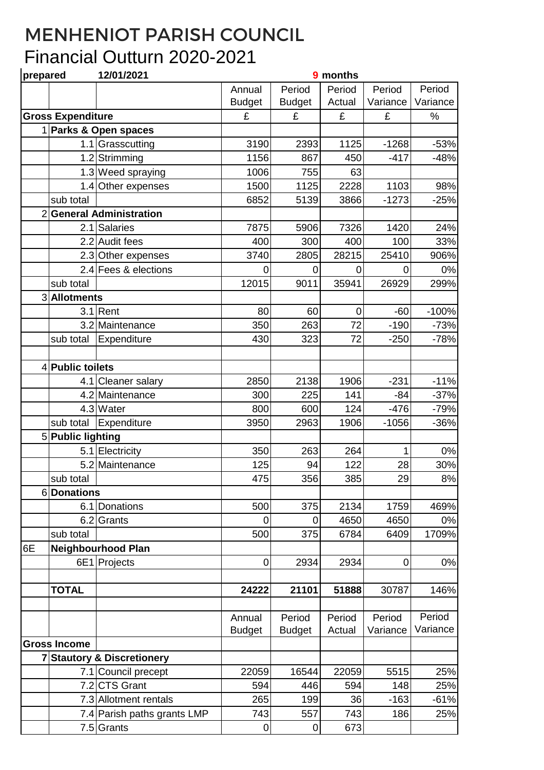# MENHENIOT PARISH COUNCIL

## Financial Outturn 2020-2021

**prepared** 12/01/2021 — 9 months

| | | | Annual Budget | Period Budget | Period Actual | Period Variance | Period Variance |
|---|---|---|---|---|---|---|---|
| **Gross Expenditure** | | | £ | £ | £ | £ | % |
| 1 | **Parks & Open spaces** | | | | | | |
| | 1.1 | Grasscutting | 3190 | 2393 | 1125 | -1268 | -53% |
| | 1.2 | Strimming | 1156 | 867 | 450 | -417 | -48% |
| | 1.3 | Weed spraying | 1006 | 755 | 63 | | |
| | 1.4 | Other expenses | 1500 | 1125 | 2228 | 1103 | 98% |
| | sub total | | 6852 | 5139 | 3866 | -1273 | -25% |
| 2 | **General Administration** | | | | | | |
| | 2.1 | Salaries | 7875 | 5906 | 7326 | 1420 | 24% |
| | 2.2 | Audit fees | 400 | 300 | 400 | 100 | 33% |
| | 2.3 | Other expenses | 3740 | 2805 | 28215 | 25410 | 906% |
| | 2.4 | Fees & elections | 0 | 0 | 0 | 0 | 0% |
| | sub total | | 12015 | 9011 | 35941 | 26929 | 299% |
| 3 | **Allotments** | | | | | | |
| | 3.1 | Rent | 80 | 60 | 0 | -60 | -100% |
| | 3.2 | Maintenance | 350 | 263 | 72 | -190 | -73% |
| | sub total | Expenditure | 430 | 323 | 72 | -250 | -78% |
| | | | | | | | |
| 4 | **Public toilets** | | | | | | |
| | 4.1 | Cleaner salary | 2850 | 2138 | 1906 | -231 | -11% |
| | 4.2 | Maintenance | 300 | 225 | 141 | -84 | -37% |
| | 4.3 | Water | 800 | 600 | 124 | -476 | -79% |
| | sub total | Expenditure | 3950 | 2963 | 1906 | -1056 | -36% |
| 5 | **Public lighting** | | | | | | |
| | 5.1 | Electricity | 350 | 263 | 264 | 1 | 0% |
| | 5.2 | Maintenance | 125 | 94 | 122 | 28 | 30% |
| | sub total | | 475 | 356 | 385 | 29 | 8% |
| 6 | **Donations** | | | | | | |
| | 6.1 | Donations | 500 | 375 | 2134 | 1759 | 469% |
| | 6.2 | Grants | 0 | 0 | 4650 | 4650 | 0% |
| | sub total | | 500 | 375 | 6784 | 6409 | 1709% |
| 6E | **Neighbourhood Plan** | | | | | | |
| | 6E1 | Projects | 0 | 2934 | 2934 | 0 | 0% |
| | | | | | | | |
| | **TOTAL** | | **24222** | **21101** | **51888** | 30787 | 146% |
| | | | | | | | |
| | | | Annual Budget | Period Budget | Period Actual | Period Variance | Period Variance |
| **Gross Income** | | | | | | | |
| **7** | **Stautory & Discretionery** | | | | | | |
| | 7.1 | Council precept | 22059 | 16544 | 22059 | 5515 | 25% |
| | 7.2 | CTS Grant | 594 | 446 | 594 | 148 | 25% |
| | 7.3 | Allotment rentals | 265 | 199 | 36 | -163 | -61% |
| | 7.4 | Parish paths grants LMP | 743 | 557 | 743 | 186 | 25% |
| | 7.5 | Grants | 0 | 0 | 673 | | |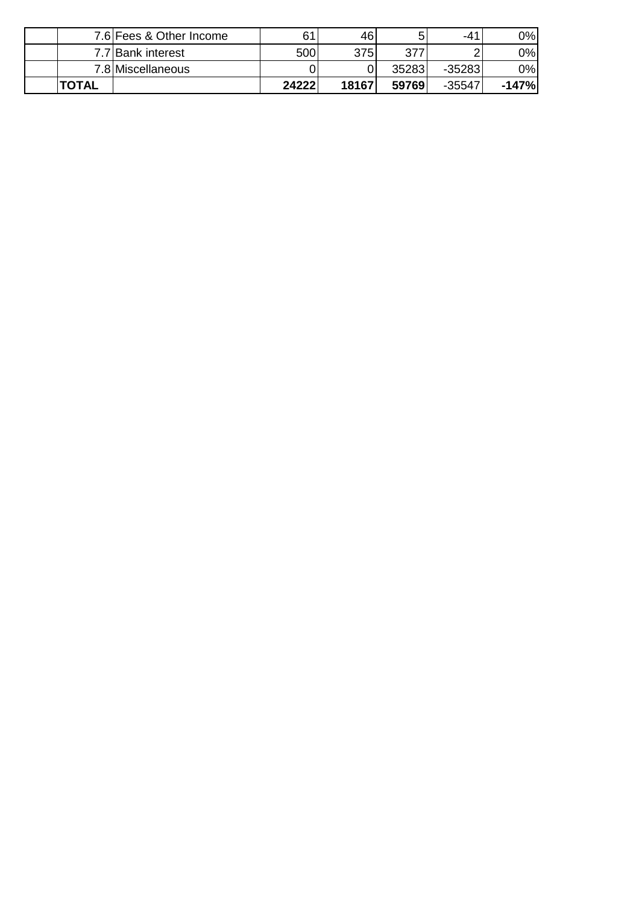| | | | | | | |
|---|---|---|---|---|---|---|
| | 7.6 | Fees & Other Income | 61 | 46 | 5 | -41 | 0% |
| | 7.7 | Bank interest | 500 | 375 | 377 | 2 | 0% |
| | 7.8 | Miscellaneous | 0 | 0 | 35283 | -35283 | 0% |
| | **TOTAL** | | **24222** | **18167** | **59769** | -35547 | **-147%** |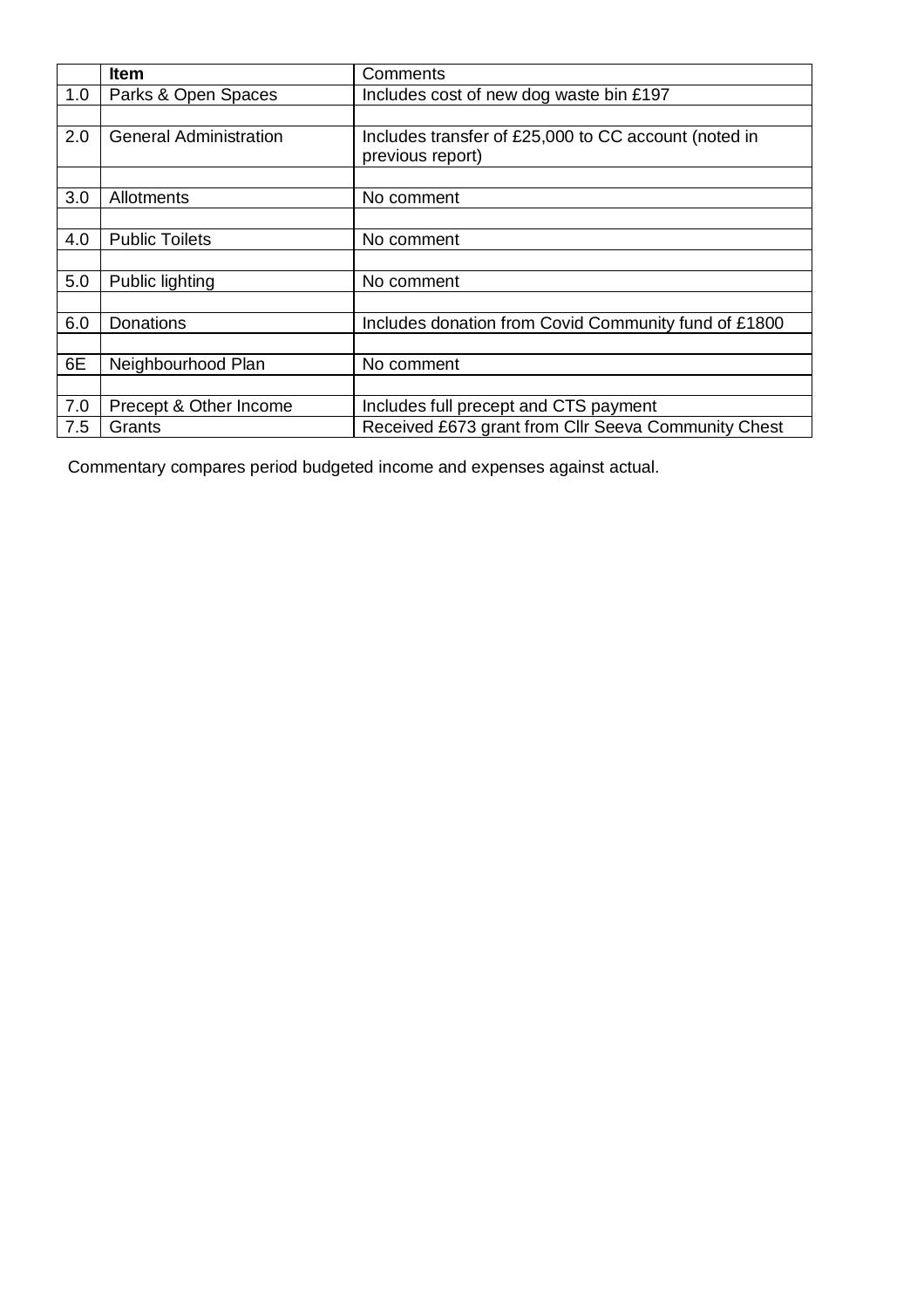| | **Item** | Comments |
|---|---|---|
| 1.0 | Parks & Open Spaces | Includes cost of new dog waste bin £197 |
| | | |
| 2.0 | General Administration | Includes transfer of £25,000 to CC account (noted in previous report) |
| | | |
| 3.0 | Allotments | No comment |
| | | |
| 4.0 | Public Toilets | No comment |
| | | |
| 5.0 | Public lighting | No comment |
| | | |
| 6.0 | Donations | Includes donation from Covid Community fund of £1800 |
| | | |
| 6E | Neighbourhood Plan | No comment |
| | | |
| 7.0 | Precept & Other Income | Includes full precept and CTS payment |
| 7.5 | Grants | Received £673 grant from Cllr Seeva Community Chest |

Commentary compares period budgeted income and expenses against actual.